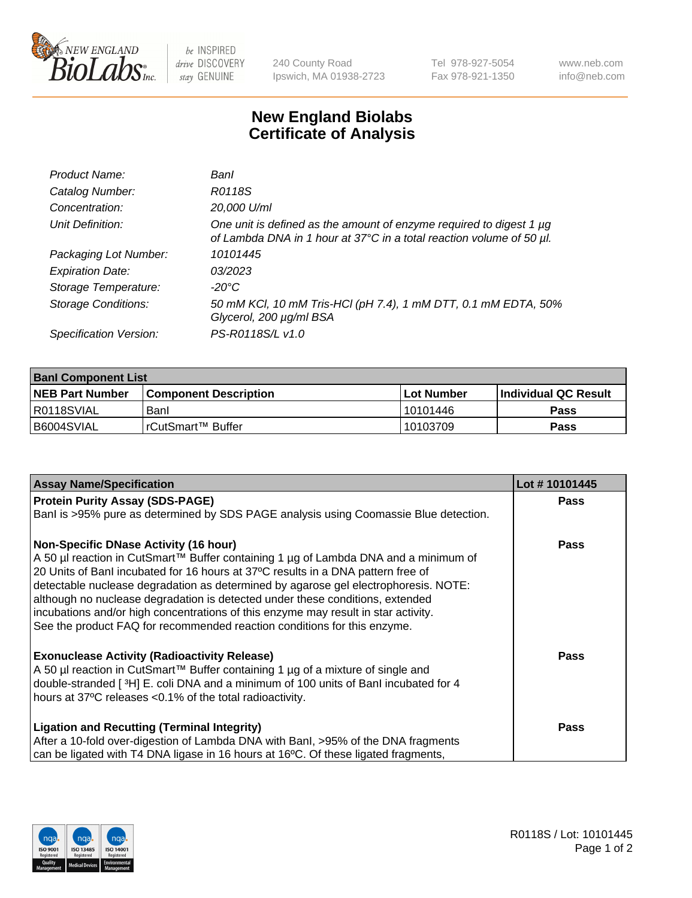# New England Biolabs Certificate of Analysis

| | |
|---|---|
| *Product Name:* | *BanI* |
| *Catalog Number:* | *R0118S* |
| *Concentration:* | *20,000 U/ml* |
| *Unit Definition:* | *One unit is defined as the amount of enzyme required to digest 1 µg of Lambda DNA in 1 hour at 37°C in a total reaction volume of 50 µl.* |
| *Packaging Lot Number:* | *10101445* |
| *Expiration Date:* | *03/2023* |
| *Storage Temperature:* | *-20°C* |
| *Storage Conditions:* | *50 mM KCl, 10 mM Tris-HCl (pH 7.4), 1 mM DTT, 0.1 mM EDTA, 50% Glycerol, 200 µg/ml BSA* |
| *Specification Version:* | *PS-R0118S/L v1.0* |

| BanI Component List | | | |
|---|---|---|---|
| **NEB Part Number** | **Component Description** | **Lot Number** | **Individual QC Result** |
| R0118SVIAL | BanI | 10101446 | **Pass** |
| B6004SVIAL | rCutSmart™ Buffer | 10103709 | **Pass** |

| Assay Name/Specification | Lot # 10101445 |
|---|---|
| **Protein Purity Assay (SDS-PAGE)**<br>BanI is >95% pure as determined by SDS PAGE analysis using Coomassie Blue detection. | **Pass** |
| **Non-Specific DNase Activity (16 hour)**<br>A 50 µl reaction in CutSmart™ Buffer containing 1 µg of Lambda DNA and a minimum of 20 Units of BanI incubated for 16 hours at 37ºC results in a DNA pattern free of detectable nuclease degradation as determined by agarose gel electrophoresis. NOTE: although no nuclease degradation is detected under these conditions, extended incubations and/or high concentrations of this enzyme may result in star activity. See the product FAQ for recommended reaction conditions for this enzyme. | **Pass** |
| **Exonuclease Activity (Radioactivity Release)**<br>A 50 µl reaction in CutSmart™ Buffer containing 1 µg of a mixture of single and double-stranded [ $^3$H] E. coli DNA and a minimum of 100 units of BanI incubated for 4 hours at 37ºC releases <0.1% of the total radioactivity. | **Pass** |
| **Ligation and Recutting (Terminal Integrity)**<br>After a 10-fold over-digestion of Lambda DNA with BanI, >95% of the DNA fragments can be ligated with T4 DNA ligase in 16 hours at 16ºC. Of these ligated fragments, | **Pass** |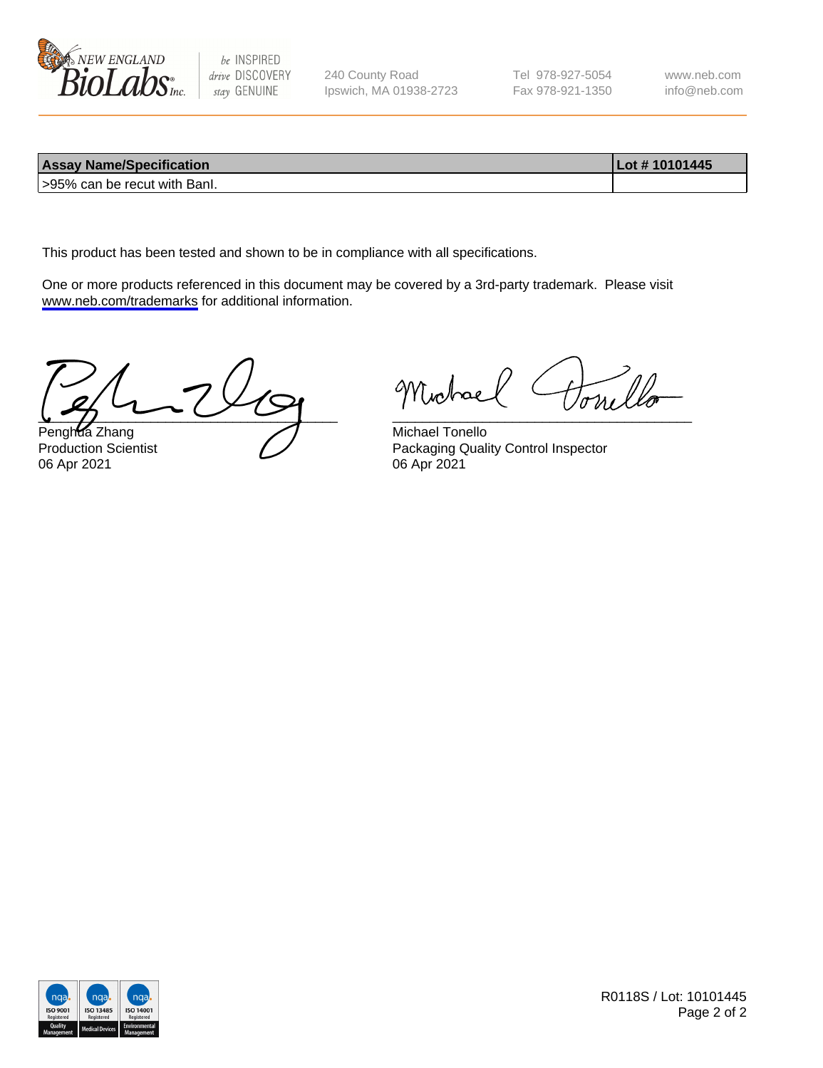| Assay Name/Specification | Lot # 10101445 |
|---|---|
| >95% can be recut with BanI. | |

This product has been tested and shown to be in compliance with all specifications.

One or more products referenced in this document may be covered by a 3rd-party trademark. Please visit www.neb.com/trademarks for additional information.

Penghua Zhang
Production Scientist
06 Apr 2021

Michael Tonello
Packaging Quality Control Inspector
06 Apr 2021

R0118S / Lot: 10101445